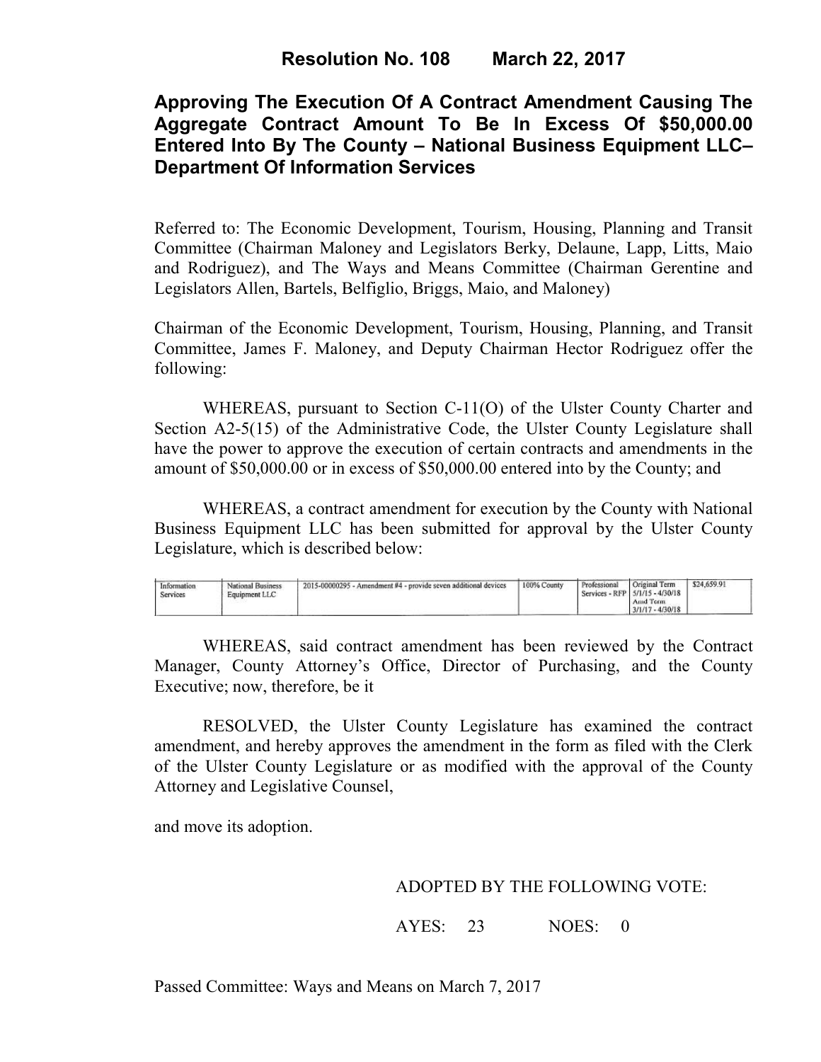# Resolution No. 108 March 22, 2017

## Approving The Execution Of A Contract Amendment Causing The Aggregate Contract Amount To Be In Excess Of $50,000.00 Entered Into By The County – National Business Equipment LLC– Department Of Information Services

Referred to: The Economic Development, Tourism, Housing, Planning and Transit Committee (Chairman Maloney and Legislators Berky, Delaune, Lapp, Litts, Maio and Rodriguez), and The Ways and Means Committee (Chairman Gerentine and Legislators Allen, Bartels, Belfiglio, Briggs, Maio, and Maloney)

Chairman of the Economic Development, Tourism, Housing, Planning, and Transit Committee, James F. Maloney, and Deputy Chairman Hector Rodriguez offer the following:

WHEREAS, pursuant to Section C-11(O) of the Ulster County Charter and Section A2-5(15) of the Administrative Code, the Ulster County Legislature shall have the power to approve the execution of certain contracts and amendments in the amount of $50,000.00 or in excess of $50,000.00 entered into by the County; and

WHEREAS, a contract amendment for execution by the County with National Business Equipment LLC has been submitted for approval by the Ulster County Legislature, which is described below:

| | | | | | | |
|---|---|---|---|---|---|---|
| Information Services | National Business Equipment LLC | 2015-00000295 - Amendment #4 - provide seven additional devices | 100% County | Professional Services - RFP | Original Term 5/1/15 - 4/30/18 Amd Term 3/1/17 - 4/30/18 | $24,659.91 |

WHEREAS, said contract amendment has been reviewed by the Contract Manager, County Attorney's Office, Director of Purchasing, and the County Executive; now, therefore, be it

RESOLVED, the Ulster County Legislature has examined the contract amendment, and hereby approves the amendment in the form as filed with the Clerk of the Ulster County Legislature or as modified with the approval of the County Attorney and Legislative Counsel,

and move its adoption.

ADOPTED BY THE FOLLOWING VOTE:

AYES: 23 NOES: 0

Passed Committee: Ways and Means on March 7, 2017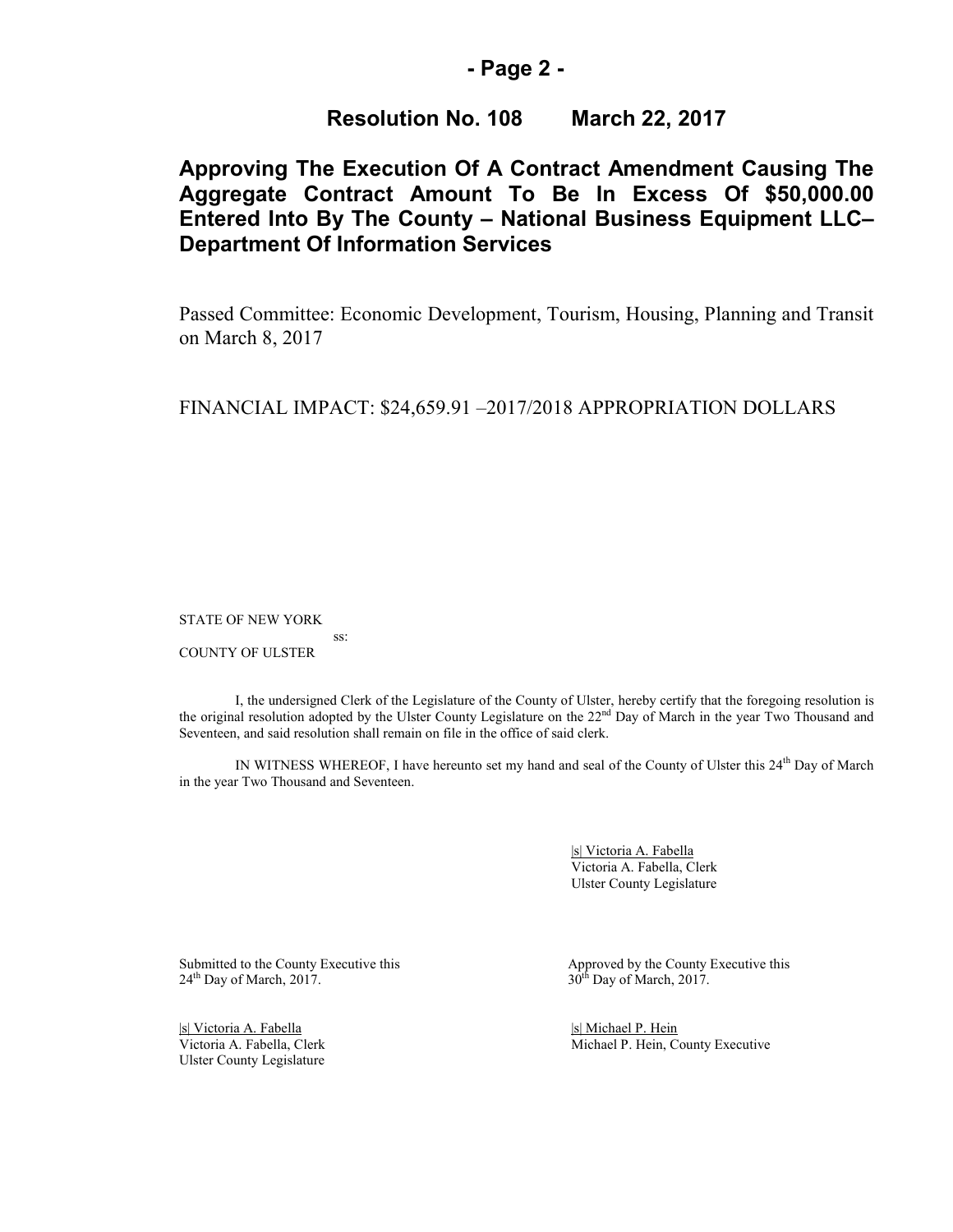## Resolution No. 108 March 22, 2017

## Approving The Execution Of A Contract Amendment Causing The Aggregate Contract Amount To Be In Excess Of $50,000.00 Entered Into By The County – National Business Equipment LLC– Department Of Information Services

Passed Committee: Economic Development, Tourism, Housing, Planning and Transit on March 8, 2017

FINANCIAL IMPACT: $24,659.91 –2017/2018 APPROPRIATION DOLLARS

STATE OF NEW YORK
ss:
COUNTY OF ULSTER

I, the undersigned Clerk of the Legislature of the County of Ulster, hereby certify that the foregoing resolution is the original resolution adopted by the Ulster County Legislature on the 22nd Day of March in the year Two Thousand and Seventeen, and said resolution shall remain on file in the office of said clerk.

IN WITNESS WHEREOF, I have hereunto set my hand and seal of the County of Ulster this 24th Day of March in the year Two Thousand and Seventeen.

|s| Victoria A. Fabella
Victoria A. Fabella, Clerk
Ulster County Legislature

Submitted to the County Executive this 24th Day of March, 2017.

|s| Victoria A. Fabella
Victoria A. Fabella, Clerk
Ulster County Legislature

Approved by the County Executive this 30th Day of March, 2017.

|s| Michael P. Hein
Michael P. Hein, County Executive